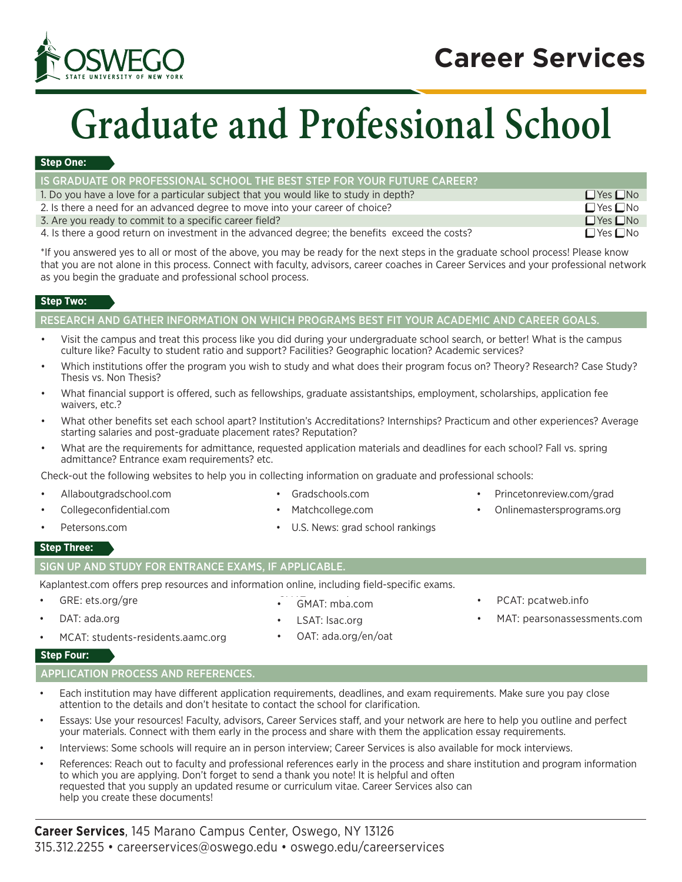# Career Services

# Graduate and Professional School

## Step One:

| IS GRADUATE OR PROFESSIONAL SCHOOL THE BEST STEP FOR YOUR FUTURE CAREER? | |
|---|---|
| 1. Do you have a love for a particular subject that you would like to study in depth? | ☐ Yes ☐ No |
| 2. Is there a need for an advanced degree to move into your career of choice? | ☐ Yes ☐ No |
| 3. Are you ready to commit to a specific career field? | ☐ Yes ☐ No |
| 4. Is there a good return on investment in the advanced degree; the benefits exceed the costs? | ☐ Yes ☐ No |

*If you answered yes to all or most of the above, you may be ready for the next steps in the graduate school process! Please know that you are not alone in this process. Connect with faculty, advisors, career coaches in Career Services and your professional network as you begin the graduate and professional school process.

## Step Two:

### RESEARCH AND GATHER INFORMATION ON WHICH PROGRAMS BEST FIT YOUR ACADEMIC AND CAREER GOALS.

- Visit the campus and treat this process like you did during your undergraduate school search, or better! What is the campus culture like? Faculty to student ratio and support? Facilities? Geographic location? Academic services?
- Which institutions offer the program you wish to study and what does their program focus on? Theory? Research? Case Study? Thesis vs. Non Thesis?
- What financial support is offered, such as fellowships, graduate assistantships, employment, scholarships, application fee waivers, etc.?
- What other benefits set each school apart? Institution's Accreditations? Internships? Practicum and other experiences? Average starting salaries and post-graduate placement rates? Reputation?
- What are the requirements for admittance, requested application materials and deadlines for each school? Fall vs. spring admittance? Entrance exam requirements? etc.

Check-out the following websites to help you in collecting information on graduate and professional schools:

- Allaboutgradschool.com
- Collegeconfidential.com
- Petersons.com
- Gradschools.com
- Matchcollege.com
- U.S. News: grad school rankings
- Princetonreview.com/grad
- Onlinemastersprograms.org

## Step Three:

### SIGN UP AND STUDY FOR ENTRANCE EXAMS, IF APPLICABLE.

Kaplantest.com offers prep resources and information online, including field-specific exams.

- GRE: ets.org/gre
- DAT: ada.org
- MCAT: students-residents.aamc.org
- GMAT: mba.com
- LSAT: lsac.org
- OAT: ada.org/en/oat
- PCAT: pcatweb.info
- MAT: pearsonassessments.com

## Step Four:

### APPLICATION PROCESS AND REFERENCES.

- Each institution may have different application requirements, deadlines, and exam requirements. Make sure you pay close attention to the details and don't hesitate to contact the school for clarification.
- Essays: Use your resources! Faculty, advisors, Career Services staff, and your network are here to help you outline and perfect your materials. Connect with them early in the process and share with them the application essay requirements.
- Interviews: Some schools will require an in person interview; Career Services is also available for mock interviews.
- References: Reach out to faculty and professional references early in the process and share institution and program information to which you are applying. Don't forget to send a thank you note! It is helpful and often requested that you supply an updated resume or curriculum vitae. Career Services also can help you create these documents!

**Career Services**, 145 Marano Campus Center, Oswego, NY 13126
315.312.2255 • careerservices@oswego.edu • oswego.edu/careerservices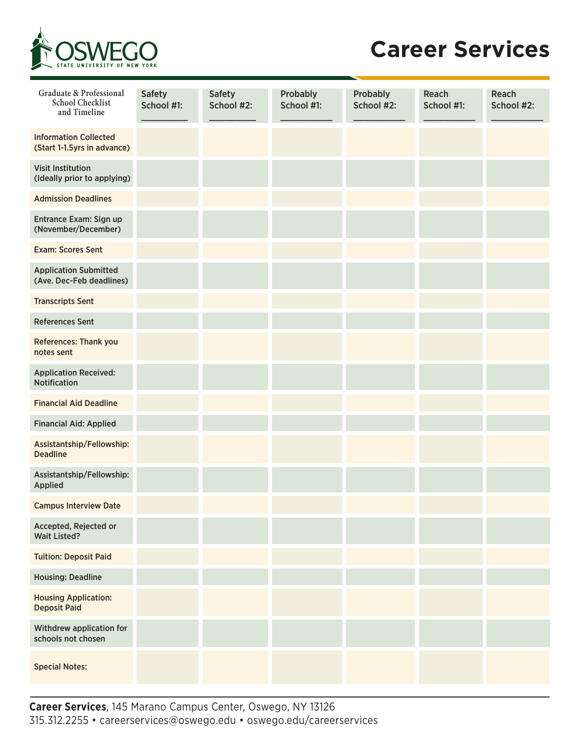# Career Services

| Graduate & Professional School Checklist and Timeline | Safety School #1: ________ | Safety School #2: ________ | Probably School #1: ________ | Probably School #2: ________ | Reach School #1: ________ | Reach School #2: ________ |
|---|---|---|---|---|---|---|
| **Information Collected (Start 1-1.5yrs in advance)** | | | | | | |
| **Visit Institution (Ideally prior to applying)** | | | | | | |
| **Admission Deadlines** | | | | | | |
| **Entrance Exam: Sign up (November/December)** | | | | | | |
| **Exam: Scores Sent** | | | | | | |
| **Application Submitted (Ave. Dec-Feb deadlines)** | | | | | | |
| **Transcripts Sent** | | | | | | |
| **References Sent** | | | | | | |
| **References: Thank you notes sent** | | | | | | |
| **Application Received: Notification** | | | | | | |
| **Financial Aid Deadline** | | | | | | |
| **Financial Aid: Applied** | | | | | | |
| **Assistantship/Fellowship: Deadline** | | | | | | |
| **Assistantship/Fellowship: Applied** | | | | | | |
| **Campus Interview Date** | | | | | | |
| **Accepted, Rejected or Wait Listed?** | | | | | | |
| **Tuition: Deposit Paid** | | | | | | |
| **Housing: Deadline** | | | | | | |
| **Housing Application: Deposit Paid** | | | | | | |
| **Withdrew application for schools not chosen** | | | | | | |
| **Special Notes:** | | | | | | |

**Career Services**, 145 Marano Campus Center, Oswego, NY 13126
315.312.2255 • careerservices@oswego.edu • oswego.edu/careerservices